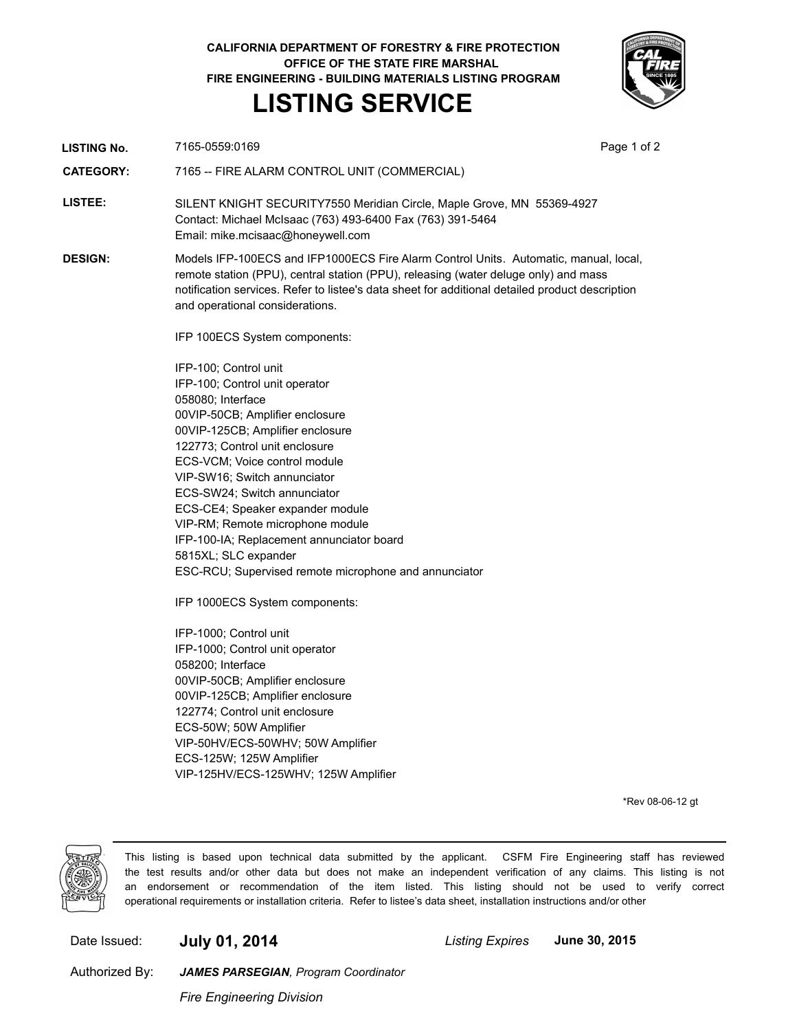**CALIFORNIA DEPARTMENT OF FORESTRY & FIRE PROTECTION**
**OFFICE OF THE STATE FIRE MARSHAL**
**FIRE ENGINEERING - BUILDING MATERIALS LISTING PROGRAM**

# LISTING SERVICE

**LISTING No.** 7165-0559:0169

**CATEGORY:** 7165 -- FIRE ALARM CONTROL UNIT (COMMERCIAL)

**LISTEE:** SILENT KNIGHT SECURITY7550 Meridian Circle, Maple Grove, MN 55369-4927
Contact: Michael McIsaac (763) 493-6400 Fax (763) 391-5464
Email: mike.mcisaac@honeywell.com

**DESIGN:** Models IFP-100ECS and IFP1000ECS Fire Alarm Control Units. Automatic, manual, local, remote station (PPU), central station (PPU), releasing (water deluge only) and mass notification services. Refer to listee's data sheet for additional detailed product description and operational considerations.

IFP 100ECS System components:

IFP-100; Control unit
IFP-100; Control unit operator
058080; Interface
00VIP-50CB; Amplifier enclosure
00VIP-125CB; Amplifier enclosure
122773; Control unit enclosure
ECS-VCM; Voice control module
VIP-SW16; Switch annunciator
ECS-SW24; Switch annunciator
ECS-CE4; Speaker expander module
VIP-RM; Remote microphone module
IFP-100-IA; Replacement annunciator board
5815XL; SLC expander
ESC-RCU; Supervised remote microphone and annunciator

IFP 1000ECS System components:

IFP-1000; Control unit
IFP-1000; Control unit operator
058200; Interface
00VIP-50CB; Amplifier enclosure
00VIP-125CB; Amplifier enclosure
122774; Control unit enclosure
ECS-50W; 50W Amplifier
VIP-50HV/ECS-50WHV; 50W Amplifier
ECS-125W; 125W Amplifier
VIP-125HV/ECS-125WHV; 125W Amplifier

*Rev 08-06-12 gt

This listing is based upon technical data submitted by the applicant. CSFM Fire Engineering staff has reviewed the test results and/or other data but does not make an independent verification of any claims. This listing is not an endorsement or recommendation of the item listed. This listing should not be used to verify correct operational requirements or installation criteria. Refer to listee's data sheet, installation instructions and/or other

Date Issued: **July 01, 2014** *Listing Expires* **June 30, 2015**

Authorized By: ***JAMES PARSEGIAN**, Program Coordinator*

*Fire Engineering Division*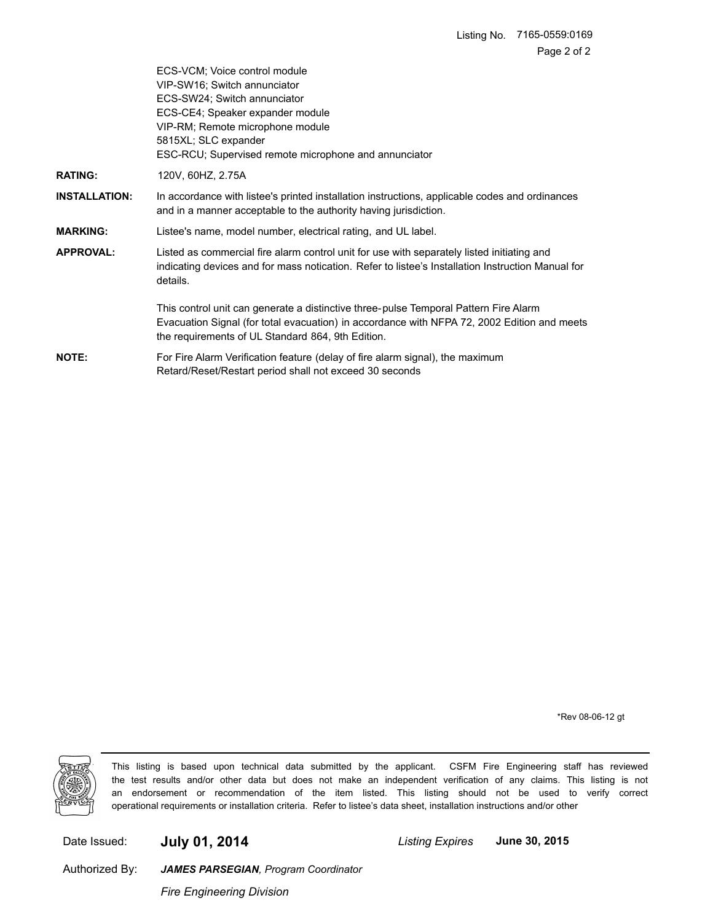Listing No. 7165-0559:0169

ECS-VCM; Voice control module
VIP-SW16; Switch annunciator
ECS-SW24; Switch annunciator
ECS-CE4; Speaker expander module
VIP-RM; Remote microphone module
5815XL; SLC expander
ESC-RCU; Supervised remote microphone and annunciator

**RATING:** 120V, 60HZ, 2.75A

**INSTALLATION:** In accordance with listee's printed installation instructions, applicable codes and ordinances and in a manner acceptable to the authority having jurisdiction.

**MARKING:** Listee's name, model number, electrical rating, and UL label.

**APPROVAL:** Listed as commercial fire alarm control unit for use with separately listed initiating and indicating devices and for mass notication. Refer to listee's Installation Instruction Manual for details.

This control unit can generate a distinctive three-pulse Temporal Pattern Fire Alarm Evacuation Signal (for total evacuation) in accordance with NFPA 72, 2002 Edition and meets the requirements of UL Standard 864, 9th Edition.

**NOTE:** For Fire Alarm Verification feature (delay of fire alarm signal), the maximum Retard/Reset/Restart period shall not exceed 30 seconds

*Rev 08-06-12 gt

This listing is based upon technical data submitted by the applicant. CSFM Fire Engineering staff has reviewed the test results and/or other data but does not make an independent verification of any claims. This listing is not an endorsement or recommendation of the item listed. This listing should not be used to verify correct operational requirements or installation criteria. Refer to listee's data sheet, installation instructions and/or other

Date Issued: **July 01, 2014** *Listing Expires* **June 30, 2015**

Authorized By: ***JAMES PARSEGIAN**, Program Coordinator*

*Fire Engineering Division*